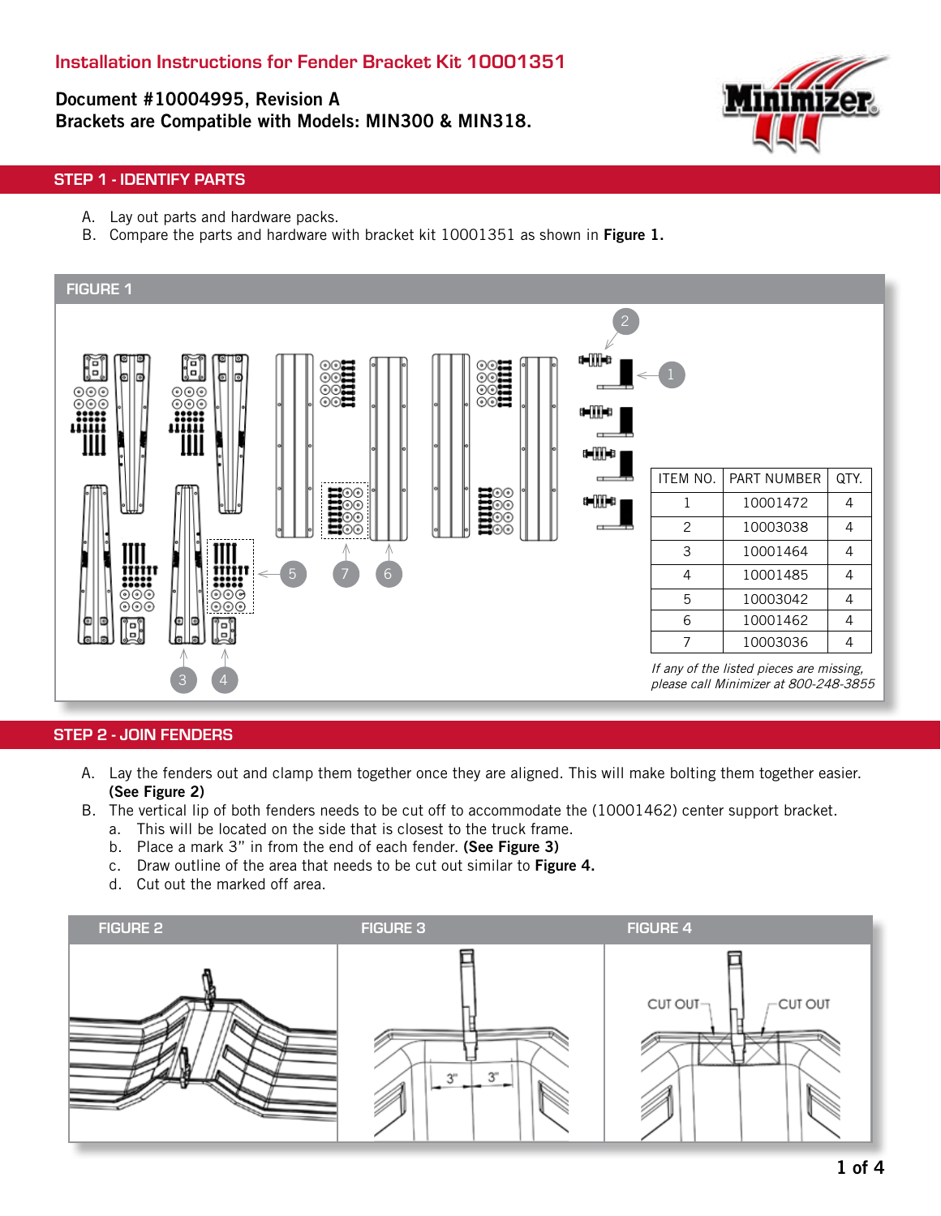# Installation Instructions for Fender Bracket Kit 10001351

**Document #10004995, Revision A**
**Brackets are Compatible with Models: MIN300 & MIN318.**

## STEP 1 - IDENTIFY PARTS

A. Lay out parts and hardware packs.
B. Compare the parts and hardware with bracket kit 10001351 as shown in **Figure 1.**

### FIGURE 1

| ITEM NO. | PART NUMBER | QTY. |
|---|---|---|
| 1 | 10001472 | 4 |
| 2 | 10003038 | 4 |
| 3 | 10001464 | 4 |
| 4 | 10001485 | 4 |
| 5 | 10003042 | 4 |
| 6 | 10001462 | 4 |
| 7 | 10003036 | 4 |

*If any of the listed pieces are missing, please call Minimizer at 800-248-3855*

## STEP 2 - JOIN FENDERS

A. Lay the fenders out and clamp them together once they are aligned. This will make bolting them together easier. **(See Figure 2)**
B. The vertical lip of both fenders needs to be cut off to accommodate the (10001462) center support bracket.
   a. This will be located on the side that is closest to the truck frame.
   b. Place a mark 3" in from the end of each fender. **(See Figure 3)**
   c. Draw outline of the area that needs to be cut out similar to **Figure 4.**
   d. Cut out the marked off area.

FIGURE 2

FIGURE 3

3" 3"

FIGURE 4

CUT OUT CUT OUT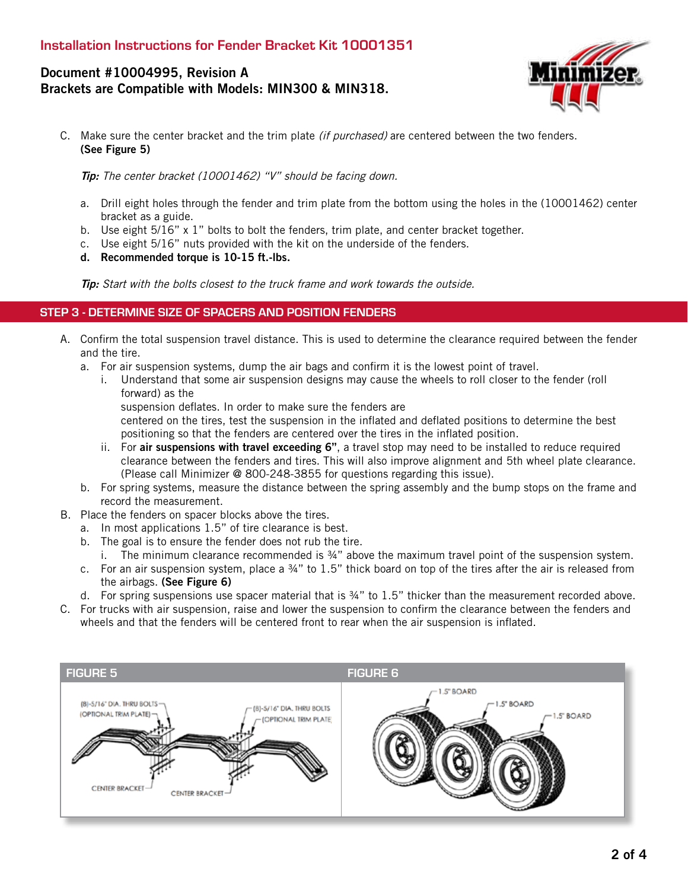C. Make sure the center bracket and the trim plate *(if purchased)* are centered between the two fenders. **(See Figure 5)**

*Tip: The center bracket (10001462) "V" should be facing down.*

a. Drill eight holes through the fender and trim plate from the bottom using the holes in the (10001462) center bracket as a guide.
b. Use eight 5/16" x 1" bolts to bolt the fenders, trim plate, and center bracket together.
c. Use eight 5/16" nuts provided with the kit on the underside of the fenders.
d. **Recommended torque is 10-15 ft.-lbs.**

*Tip: Start with the bolts closest to the truck frame and work towards the outside.*

## STEP 3 - DETERMINE SIZE OF SPACERS AND POSITION FENDERS

A. Confirm the total suspension travel distance. This is used to determine the clearance required between the fender and the tire.
   a. For air suspension systems, dump the air bags and confirm it is the lowest point of travel.
      i. Understand that some air suspension designs may cause the wheels to roll closer to the fender (roll forward) as the suspension deflates. In order to make sure the fenders are centered on the tires, test the suspension in the inflated and deflated positions to determine the best positioning so that the fenders are centered over the tires in the inflated position.
      ii. For **air suspensions with travel exceeding 6"**, a travel stop may need to be installed to reduce required clearance between the fenders and tires. This will also improve alignment and 5th wheel plate clearance. (Please call Minimizer @ 800-248-3855 for questions regarding this issue).
   b. For spring systems, measure the distance between the spring assembly and the bump stops on the frame and record the measurement.
B. Place the fenders on spacer blocks above the tires.
   a. In most applications 1.5" of tire clearance is best.
   b. The goal is to ensure the fender does not rub the tire.
      i. The minimum clearance recommended is ¾" above the maximum travel point of the suspension system.
   c. For an air suspension system, place a ¾" to 1.5" thick board on top of the tires after the air is released from the airbags. **(See Figure 6)**
   d. For spring suspensions use spacer material that is ¾" to 1.5" thicker than the measurement recorded above.
C. For trucks with air suspension, raise and lower the suspension to confirm the clearance between the fenders and wheels and that the fenders will be centered front to rear when the air suspension is inflated.

**FIGURE 5**

(8)-5/16" DIA. THRU BOLTS
(OPTIONAL TRIM PLATE)
CENTER BRACKET

**FIGURE 6**

1.5" BOARD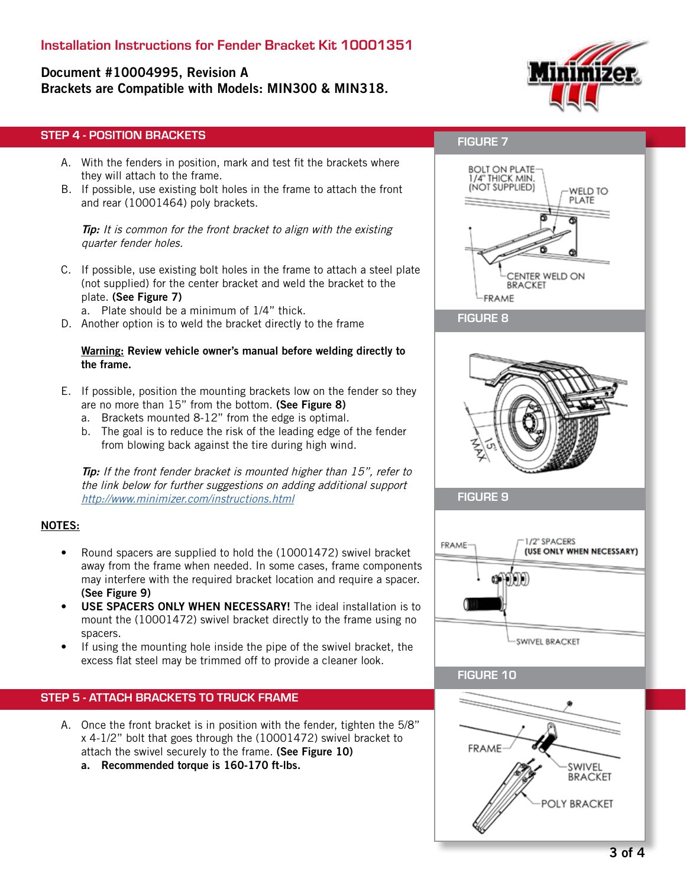# Installation Instructions for Fender Bracket Kit 10001351

**Document #10004995, Revision A**
**Brackets are Compatible with Models: MIN300 & MIN318.**

## STEP 4 - POSITION BRACKETS

A. With the fenders in position, mark and test fit the brackets where they will attach to the frame.

B. If possible, use existing bolt holes in the frame to attach the front and rear (10001464) poly brackets.

*Tip:* *It is common for the front bracket to align with the existing quarter fender holes.*

C. If possible, use existing bolt holes in the frame to attach a steel plate (not supplied) for the center bracket and weld the bracket to the plate. **(See Figure 7)**
   a. Plate should be a minimum of 1/4" thick.

D. Another option is to weld the bracket directly to the frame

**Warning: Review vehicle owner's manual before welding directly to the frame.**

E. If possible, position the mounting brackets low on the fender so they are no more than 15" from the bottom. **(See Figure 8)**
   a. Brackets mounted 8-12" from the edge is optimal.
   b. The goal is to reduce the risk of the leading edge of the fender from blowing back against the tire during high wind.

*Tip:* *If the front fender bracket is mounted higher than 15", refer to the link below for further suggestions on adding additional support* *http://www.minimizer.com/instructions.html*

**NOTES:**

- Round spacers are supplied to hold the (10001472) swivel bracket away from the frame when needed. In some cases, frame components may interfere with the required bracket location and require a spacer. **(See Figure 9)**
- **USE SPACERS ONLY WHEN NECESSARY!** The ideal installation is to mount the (10001472) swivel bracket directly to the frame using no spacers.
- If using the mounting hole inside the pipe of the swivel bracket, the excess flat steel may be trimmed off to provide a cleaner look.

## STEP 5 - ATTACH BRACKETS TO TRUCK FRAME

A. Once the front bracket is in position with the fender, tighten the 5/8" x 4-1/2" bolt that goes through the (10001472) swivel bracket to attach the swivel securely to the frame. **(See Figure 10)**
   **a. Recommended torque is 160-170 ft-lbs.**

**FIGURE 7**

BOLT ON PLATE 1/4" THICK MIN. (NOT SUPPLIED) — WELD TO PLATE — CENTER WELD ON BRACKET — FRAME

**FIGURE 8**

15" MAX

**FIGURE 9**

FRAME — 1/2" SPACERS (USE ONLY WHEN NECESSARY) — SWIVEL BRACKET

**FIGURE 10**

FRAME — SWIVEL BRACKET — POLY BRACKET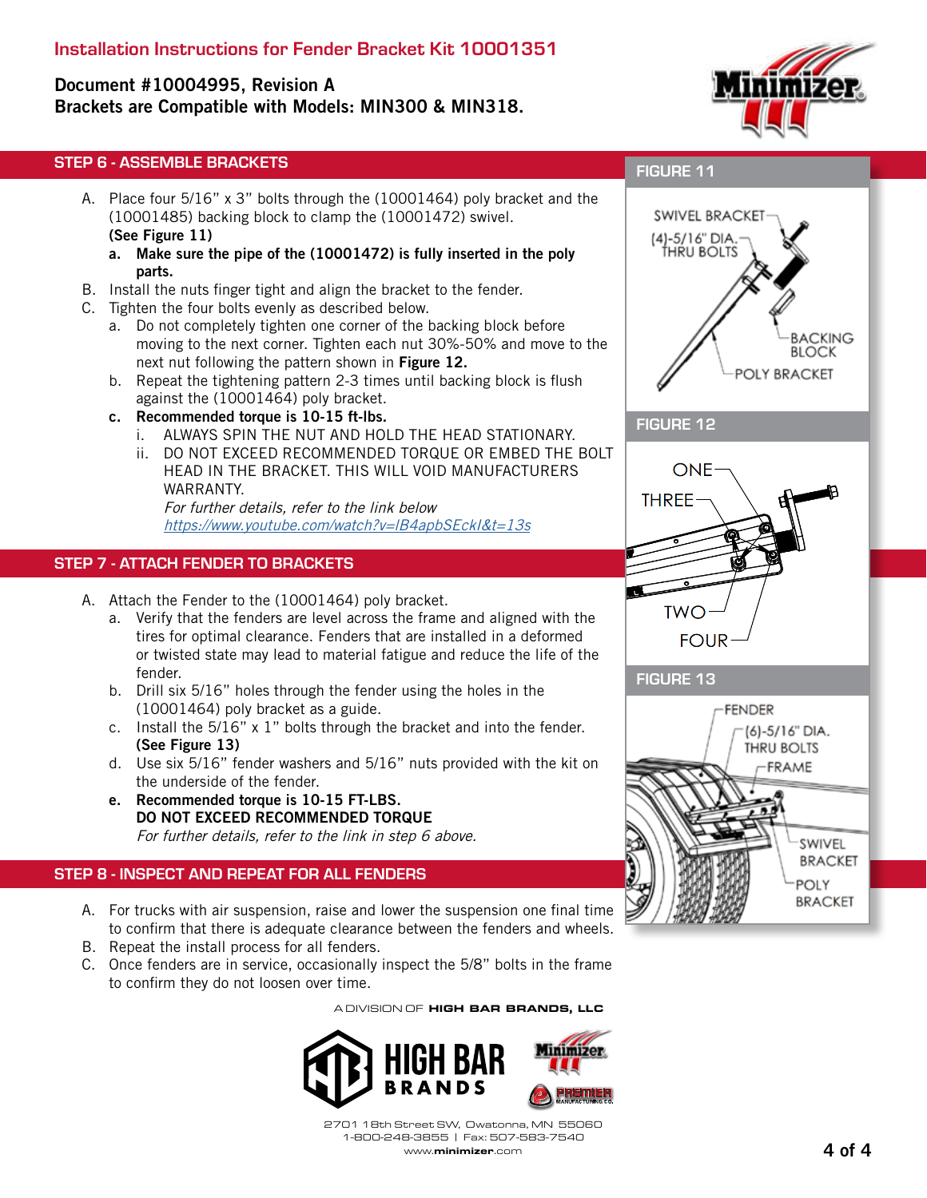# Installation Instructions for Fender Bracket Kit 10001351

**Document #10004995, Revision A**
**Brackets are Compatible with Models: MIN300 & MIN318.**

## STEP 6 - ASSEMBLE BRACKETS

A. Place four 5/16" x 3" bolts through the (10001464) poly bracket and the (10001485) backing block to clamp the (10001472) swivel. **(See Figure 11)**
   a. **Make sure the pipe of the (10001472) is fully inserted in the poly parts.**

B. Install the nuts finger tight and align the bracket to the fender.

C. Tighten the four bolts evenly as described below.
   a. Do not completely tighten one corner of the backing block before moving to the next corner. Tighten each nut 30%-50% and move to the next nut following the pattern shown in **Figure 12.**
   b. Repeat the tightening pattern 2-3 times until backing block is flush against the (10001464) poly bracket.
   c. **Recommended torque is 10-15 ft-lbs.**
      i. ALWAYS SPIN THE NUT AND HOLD THE HEAD STATIONARY.
      ii. DO NOT EXCEED RECOMMENDED TORQUE OR EMBED THE BOLT HEAD IN THE BRACKET. THIS WILL VOID MANUFACTURERS WARRANTY.
      *For further details, refer to the link below*
      *https://www.youtube.com/watch?v=lB4apbSEckI&t=13s*

## STEP 7 - ATTACH FENDER TO BRACKETS

A. Attach the Fender to the (10001464) poly bracket.
   a. Verify that the fenders are level across the frame and aligned with the tires for optimal clearance. Fenders that are installed in a deformed or twisted state may lead to material fatigue and reduce the life of the fender.
   b. Drill six 5/16" holes through the fender using the holes in the (10001464) poly bracket as a guide.
   c. Install the 5/16" x 1" bolts through the bracket and into the fender. **(See Figure 13)**
   d. Use six 5/16" fender washers and 5/16" nuts provided with the kit on the underside of the fender.
   e. **Recommended torque is 10-15 FT-LBS.**
      **DO NOT EXCEED RECOMMENDED TORQUE**
      *For further details, refer to the link in step 6 above.*

## STEP 8 - INSPECT AND REPEAT FOR ALL FENDERS

A. For trucks with air suspension, raise and lower the suspension one final time to confirm that there is adequate clearance between the fenders and wheels.

B. Repeat the install process for all fenders.

C. Once fenders are in service, occasionally inspect the 5/8" bolts in the frame to confirm they do not loosen over time.

**FIGURE 11**

SWIVEL BRACKET
(4)-5/16" DIA. THRU BOLTS
BACKING BLOCK
POLY BRACKET

**FIGURE 12**

ONE
THREE
TWO
FOUR

**FIGURE 13**

FENDER
(6)-5/16" DIA. THRU BOLTS
FRAME
SWIVEL BRACKET
POLY BRACKET

A DIVISION OF **HIGH BAR BRANDS, LLC**

2701 18th Street SW, Owatonna, MN 55060
1-800-248-3855 | Fax: 507-583-7540
www.**minimizer**.com